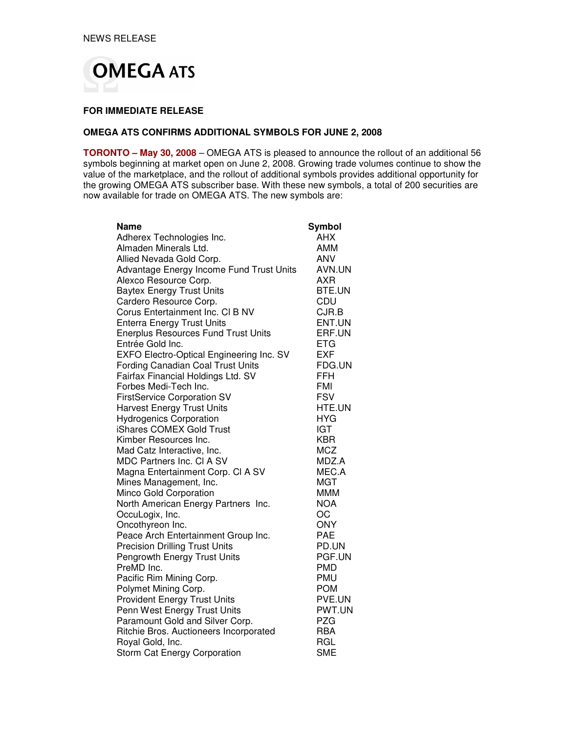NEWS RELEASE

# OMEGA ATS

**FOR IMMEDIATE RELEASE**

**OMEGA ATS CONFIRMS ADDITIONAL SYMBOLS FOR JUNE 2, 2008**

**TORONTO – May 30, 2008** – OMEGA ATS is pleased to announce the rollout of an additional 56 symbols beginning at market open on June 2, 2008. Growing trade volumes continue to show the value of the marketplace, and the rollout of additional symbols provides additional opportunity for the growing OMEGA ATS subscriber base. With these new symbols, a total of 200 securities are now available for trade on OMEGA ATS. The new symbols are:

| Name | Symbol |
|---|---|
| Adherex Technologies Inc. | AHX |
| Almaden Minerals Ltd. | AMM |
| Allied Nevada Gold Corp. | ANV |
| Advantage Energy Income Fund Trust Units | AVN.UN |
| Alexco Resource Corp. | AXR |
| Baytex Energy Trust Units | BTE.UN |
| Cardero Resource Corp. | CDU |
| Corus Entertainment Inc. Cl B NV | CJR.B |
| Enterra Energy Trust Units | ENT.UN |
| Enerplus Resources Fund Trust Units | ERF.UN |
| Entrée Gold Inc. | ETG |
| EXFO Electro-Optical Engineering Inc. SV | EXF |
| Fording Canadian Coal Trust Units | FDG.UN |
| Fairfax Financial Holdings Ltd. SV | FFH |
| Forbes Medi-Tech Inc. | FMI |
| FirstService Corporation SV | FSV |
| Harvest Energy Trust Units | HTE.UN |
| Hydrogenics Corporation | HYG |
| iShares COMEX Gold Trust | IGT |
| Kimber Resources Inc. | KBR |
| Mad Catz Interactive, Inc. | MCZ |
| MDC Partners Inc. Cl A SV | MDZ.A |
| Magna Entertainment Corp. Cl A SV | MEC.A |
| Mines Management, Inc. | MGT |
| Minco Gold Corporation | MMM |
| North American Energy Partners Inc. | NOA |
| OccuLogix, Inc. | OC |
| Oncothyreon Inc. | ONY |
| Peace Arch Entertainment Group Inc. | PAE |
| Precision Drilling Trust Units | PD.UN |
| Pengrowth Energy Trust Units | PGF.UN |
| PreMD Inc. | PMD |
| Pacific Rim Mining Corp. | PMU |
| Polymet Mining Corp. | POM |
| Provident Energy Trust Units | PVE.UN |
| Penn West Energy Trust Units | PWT.UN |
| Paramount Gold and Silver Corp. | PZG |
| Ritchie Bros. Auctioneers Incorporated | RBA |
| Royal Gold, Inc. | RGL |
| Storm Cat Energy Corporation | SME |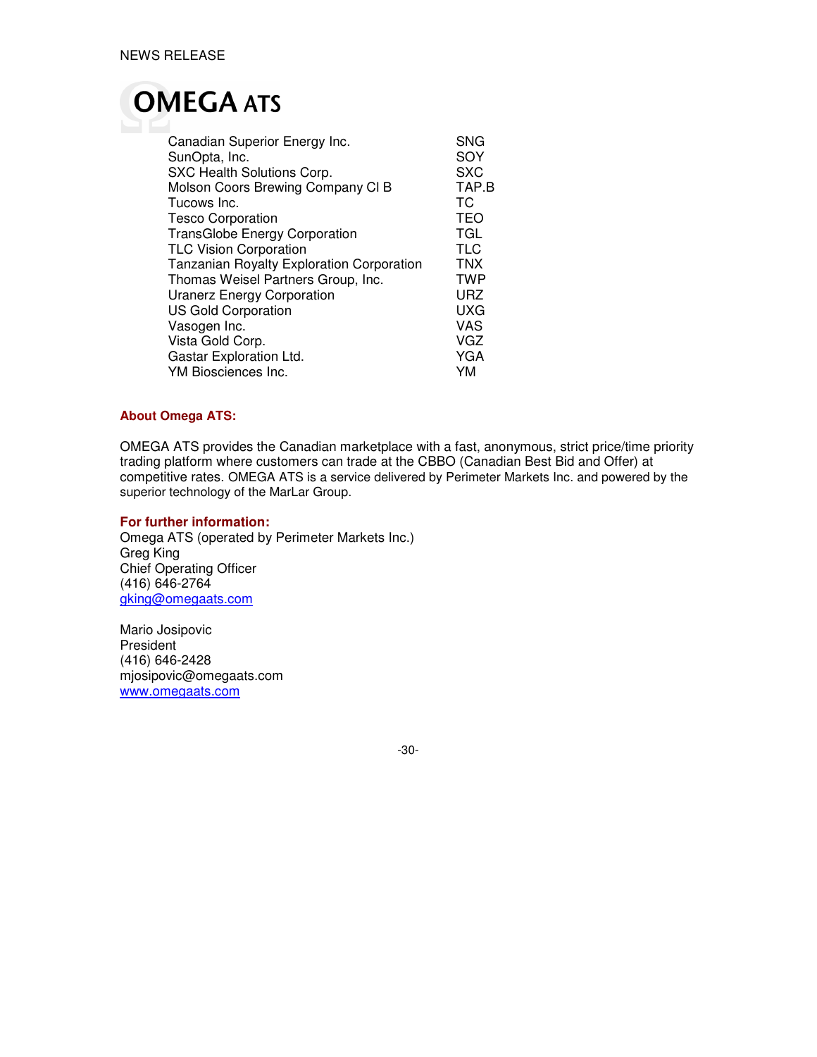NEWS RELEASE

# OMEGA ATS

| | |
|---|---|
| Canadian Superior Energy Inc. | SNG |
| SunOpta, Inc. | SOY |
| SXC Health Solutions Corp. | SXC |
| Molson Coors Brewing Company Cl B | TAP.B |
| Tucows Inc. | TC |
| Tesco Corporation | TEO |
| TransGlobe Energy Corporation | TGL |
| TLC Vision Corporation | TLC |
| Tanzanian Royalty Exploration Corporation | TNX |
| Thomas Weisel Partners Group, Inc. | TWP |
| Uranerz Energy Corporation | URZ |
| US Gold Corporation | UXG |
| Vasogen Inc. | VAS |
| Vista Gold Corp. | VGZ |
| Gastar Exploration Ltd. | YGA |
| YM Biosciences Inc. | YM |

**About Omega ATS:**

OMEGA ATS provides the Canadian marketplace with a fast, anonymous, strict price/time priority trading platform where customers can trade at the CBBO (Canadian Best Bid and Offer) at competitive rates. OMEGA ATS is a service delivered by Perimeter Markets Inc. and powered by the superior technology of the MarLar Group.

**For further information:**

Omega ATS (operated by Perimeter Markets Inc.)
Greg King
Chief Operating Officer
(416) 646-2764
gking@omegaats.com

Mario Josipovic
President
(416) 646-2428
mjosipovic@omegaats.com
www.omegaats.com

-30-